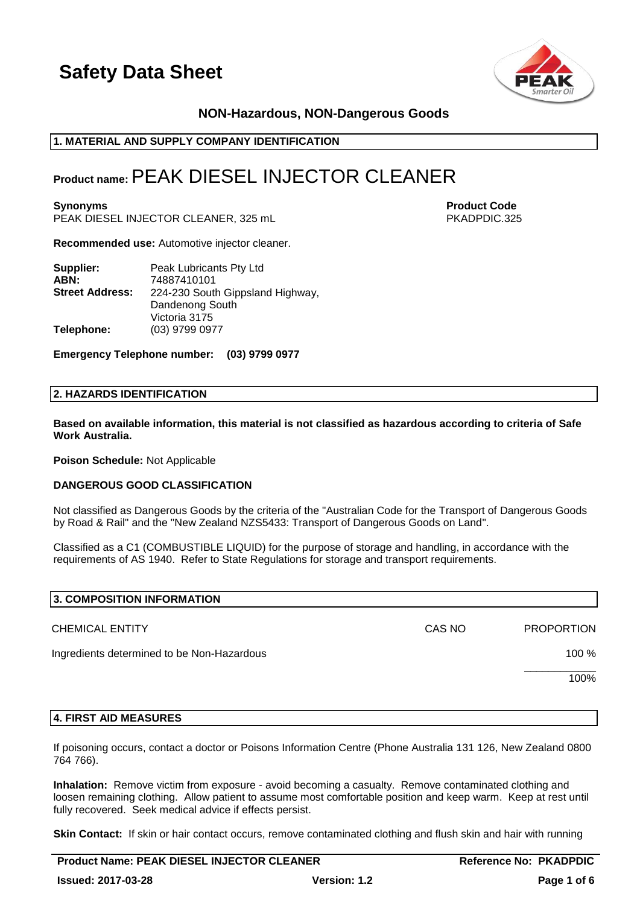# Safety Data Sheet

**NON-Hazardous, NON-Dangerous Goods**

## 1. MATERIAL AND SUPPLY COMPANY IDENTIFICATION

**Product name:** PEAK DIESEL INJECTOR CLEANER

**Synonyms**
PEAK DIESEL INJECTOR CLEANER, 325 mL

**Product Code**
PKADPDIC.325

**Recommended use:** Automotive injector cleaner.

**Supplier:** Peak Lubricants Pty Ltd
**ABN:** 74887410101
**Street Address:** 224-230 South Gippsland Highway, Dandenong South Victoria 3175
**Telephone:** (03) 9799 0977

**Emergency Telephone number: (03) 9799 0977**

## 2. HAZARDS IDENTIFICATION

**Based on available information, this material is not classified as hazardous according to criteria of Safe Work Australia.**

**Poison Schedule:** Not Applicable

**DANGEROUS GOOD CLASSIFICATION**

Not classified as Dangerous Goods by the criteria of the "Australian Code for the Transport of Dangerous Goods by Road & Rail" and the "New Zealand NZS5433: Transport of Dangerous Goods on Land".

Classified as a C1 (COMBUSTIBLE LIQUID) for the purpose of storage and handling, in accordance with the requirements of AS 1940. Refer to State Regulations for storage and transport requirements.

## 3. COMPOSITION INFORMATION

| CHEMICAL ENTITY | CAS NO | PROPORTION |
|---|---|---|
| Ingredients determined to be Non-Hazardous | | 100 % |
| | | 100% |

## 4. FIRST AID MEASURES

If poisoning occurs, contact a doctor or Poisons Information Centre (Phone Australia 131 126, New Zealand 0800 764 766).

**Inhalation:** Remove victim from exposure - avoid becoming a casualty. Remove contaminated clothing and loosen remaining clothing. Allow patient to assume most comfortable position and keep warm. Keep at rest until fully recovered. Seek medical advice if effects persist.

**Skin Contact:** If skin or hair contact occurs, remove contaminated clothing and flush skin and hair with running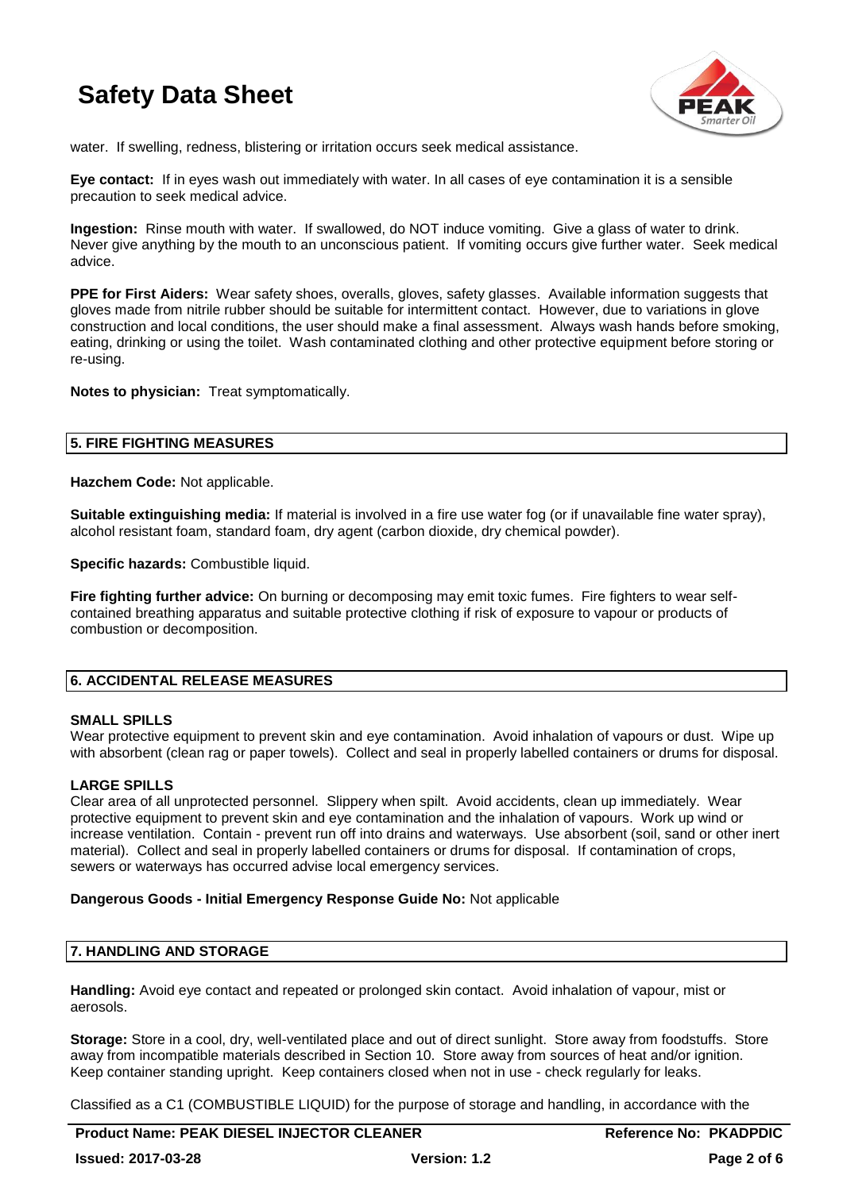water. If swelling, redness, blistering or irritation occurs seek medical assistance.

**Eye contact:** If in eyes wash out immediately with water. In all cases of eye contamination it is a sensible precaution to seek medical advice.

**Ingestion:** Rinse mouth with water. If swallowed, do NOT induce vomiting. Give a glass of water to drink. Never give anything by the mouth to an unconscious patient. If vomiting occurs give further water. Seek medical advice.

**PPE for First Aiders:** Wear safety shoes, overalls, gloves, safety glasses. Available information suggests that gloves made from nitrile rubber should be suitable for intermittent contact. However, due to variations in glove construction and local conditions, the user should make a final assessment. Always wash hands before smoking, eating, drinking or using the toilet. Wash contaminated clothing and other protective equipment before storing or re-using.

**Notes to physician:** Treat symptomatically.

## 5. FIRE FIGHTING MEASURES

**Hazchem Code:** Not applicable.

**Suitable extinguishing media:** If material is involved in a fire use water fog (or if unavailable fine water spray), alcohol resistant foam, standard foam, dry agent (carbon dioxide, dry chemical powder).

**Specific hazards:** Combustible liquid.

**Fire fighting further advice:** On burning or decomposing may emit toxic fumes. Fire fighters to wear self-contained breathing apparatus and suitable protective clothing if risk of exposure to vapour or products of combustion or decomposition.

## 6. ACCIDENTAL RELEASE MEASURES

### SMALL SPILLS

Wear protective equipment to prevent skin and eye contamination. Avoid inhalation of vapours or dust. Wipe up with absorbent (clean rag or paper towels). Collect and seal in properly labelled containers or drums for disposal.

### LARGE SPILLS

Clear area of all unprotected personnel. Slippery when spilt. Avoid accidents, clean up immediately. Wear protective equipment to prevent skin and eye contamination and the inhalation of vapours. Work up wind or increase ventilation. Contain - prevent run off into drains and waterways. Use absorbent (soil, sand or other inert material). Collect and seal in properly labelled containers or drums for disposal. If contamination of crops, sewers or waterways has occurred advise local emergency services.

**Dangerous Goods - Initial Emergency Response Guide No:** Not applicable

## 7. HANDLING AND STORAGE

**Handling:** Avoid eye contact and repeated or prolonged skin contact. Avoid inhalation of vapour, mist or aerosols.

**Storage:** Store in a cool, dry, well-ventilated place and out of direct sunlight. Store away from foodstuffs. Store away from incompatible materials described in Section 10. Store away from sources of heat and/or ignition. Keep container standing upright. Keep containers closed when not in use - check regularly for leaks.

Classified as a C1 (COMBUSTIBLE LIQUID) for the purpose of storage and handling, in accordance with the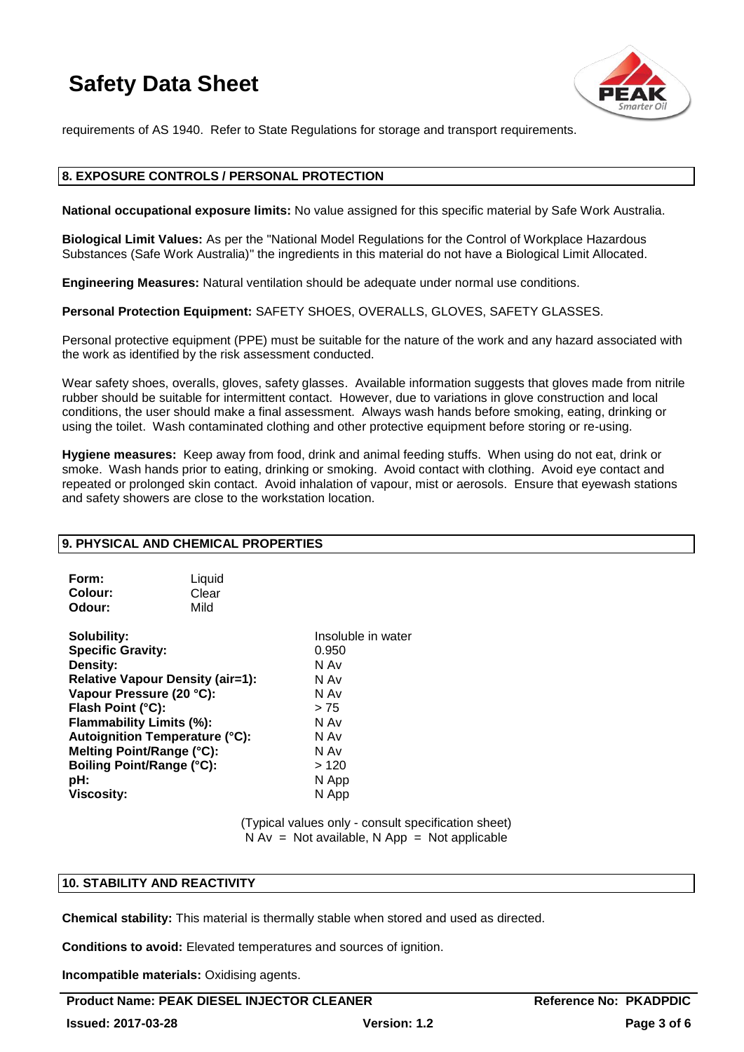requirements of AS 1940. Refer to State Regulations for storage and transport requirements.

## 8. EXPOSURE CONTROLS / PERSONAL PROTECTION

**National occupational exposure limits:** No value assigned for this specific material by Safe Work Australia.

**Biological Limit Values:** As per the "National Model Regulations for the Control of Workplace Hazardous Substances (Safe Work Australia)" the ingredients in this material do not have a Biological Limit Allocated.

**Engineering Measures:** Natural ventilation should be adequate under normal use conditions.

**Personal Protection Equipment:** SAFETY SHOES, OVERALLS, GLOVES, SAFETY GLASSES.

Personal protective equipment (PPE) must be suitable for the nature of the work and any hazard associated with the work as identified by the risk assessment conducted.

Wear safety shoes, overalls, gloves, safety glasses. Available information suggests that gloves made from nitrile rubber should be suitable for intermittent contact. However, due to variations in glove construction and local conditions, the user should make a final assessment. Always wash hands before smoking, eating, drinking or using the toilet. Wash contaminated clothing and other protective equipment before storing or re-using.

**Hygiene measures:** Keep away from food, drink and animal feeding stuffs. When using do not eat, drink or smoke. Wash hands prior to eating, drinking or smoking. Avoid contact with clothing. Avoid eye contact and repeated or prolonged skin contact. Avoid inhalation of vapour, mist or aerosols. Ensure that eyewash stations and safety showers are close to the workstation location.

## 9. PHYSICAL AND CHEMICAL PROPERTIES

| | |
|---|---|
| **Form:** | Liquid |
| **Colour:** | Clear |
| **Odour:** | Mild |

| | |
|---|---|
| **Solubility:** | Insoluble in water |
| **Specific Gravity:** | 0.950 |
| **Density:** | N Av |
| **Relative Vapour Density (air=1):** | N Av |
| **Vapour Pressure (20 °C):** | N Av |
| **Flash Point (°C):** | > 75 |
| **Flammability Limits (%):** | N Av |
| **Autoignition Temperature (°C):** | N Av |
| **Melting Point/Range (°C):** | N Av |
| **Boiling Point/Range (°C):** | > 120 |
| **pH:** | N App |
| **Viscosity:** | N App |

(Typical values only - consult specification sheet)
N Av = Not available, N App = Not applicable

## 10. STABILITY AND REACTIVITY

**Chemical stability:** This material is thermally stable when stored and used as directed.

**Conditions to avoid:** Elevated temperatures and sources of ignition.

**Incompatible materials:** Oxidising agents.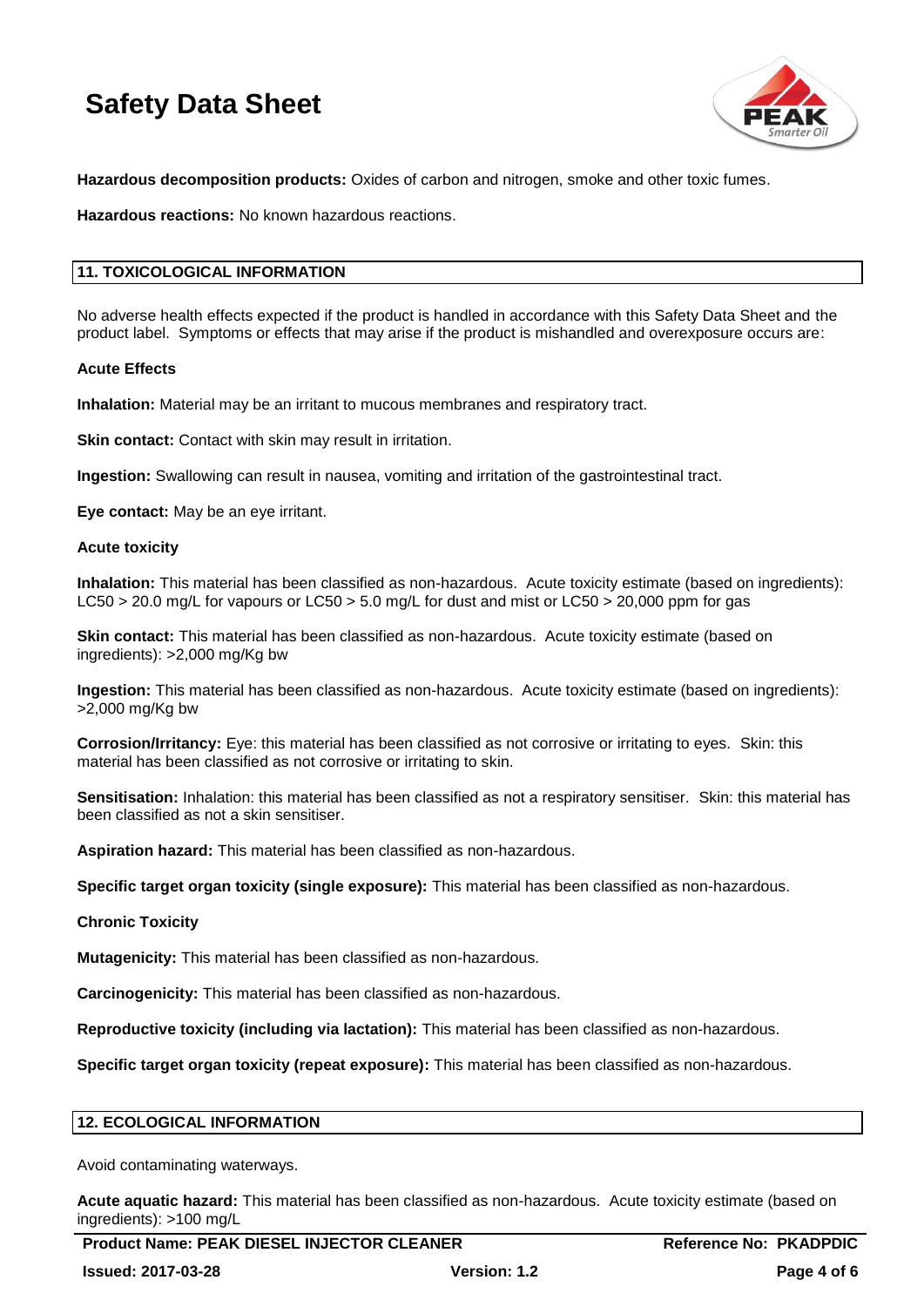**Hazardous decomposition products:** Oxides of carbon and nitrogen, smoke and other toxic fumes.

**Hazardous reactions:** No known hazardous reactions.

## 11. TOXICOLOGICAL INFORMATION

No adverse health effects expected if the product is handled in accordance with this Safety Data Sheet and the product label. Symptoms or effects that may arise if the product is mishandled and overexposure occurs are:

**Acute Effects**

**Inhalation:** Material may be an irritant to mucous membranes and respiratory tract.

**Skin contact:** Contact with skin may result in irritation.

**Ingestion:** Swallowing can result in nausea, vomiting and irritation of the gastrointestinal tract.

**Eye contact:** May be an eye irritant.

**Acute toxicity**

**Inhalation:** This material has been classified as non-hazardous. Acute toxicity estimate (based on ingredients): $LC_{50}$ > 20.0 mg/L for vapours or $LC_{50}$ > 5.0 mg/L for dust and mist or $LC_{50}$ > 20,000 ppm for gas

**Skin contact:** This material has been classified as non-hazardous. Acute toxicity estimate (based on ingredients): >2,000 mg/Kg bw

**Ingestion:** This material has been classified as non-hazardous. Acute toxicity estimate (based on ingredients): >2,000 mg/Kg bw

**Corrosion/Irritancy:** Eye: this material has been classified as not corrosive or irritating to eyes. Skin: this material has been classified as not corrosive or irritating to skin.

**Sensitisation:** Inhalation: this material has been classified as not a respiratory sensitiser. Skin: this material has been classified as not a skin sensitiser.

**Aspiration hazard:** This material has been classified as non-hazardous.

**Specific target organ toxicity (single exposure):** This material has been classified as non-hazardous.

**Chronic Toxicity**

**Mutagenicity:** This material has been classified as non-hazardous.

**Carcinogenicity:** This material has been classified as non-hazardous.

**Reproductive toxicity (including via lactation):** This material has been classified as non-hazardous.

**Specific target organ toxicity (repeat exposure):** This material has been classified as non-hazardous.

## 12. ECOLOGICAL INFORMATION

Avoid contaminating waterways.

**Acute aquatic hazard:** This material has been classified as non-hazardous. Acute toxicity estimate (based on ingredients): >100 mg/L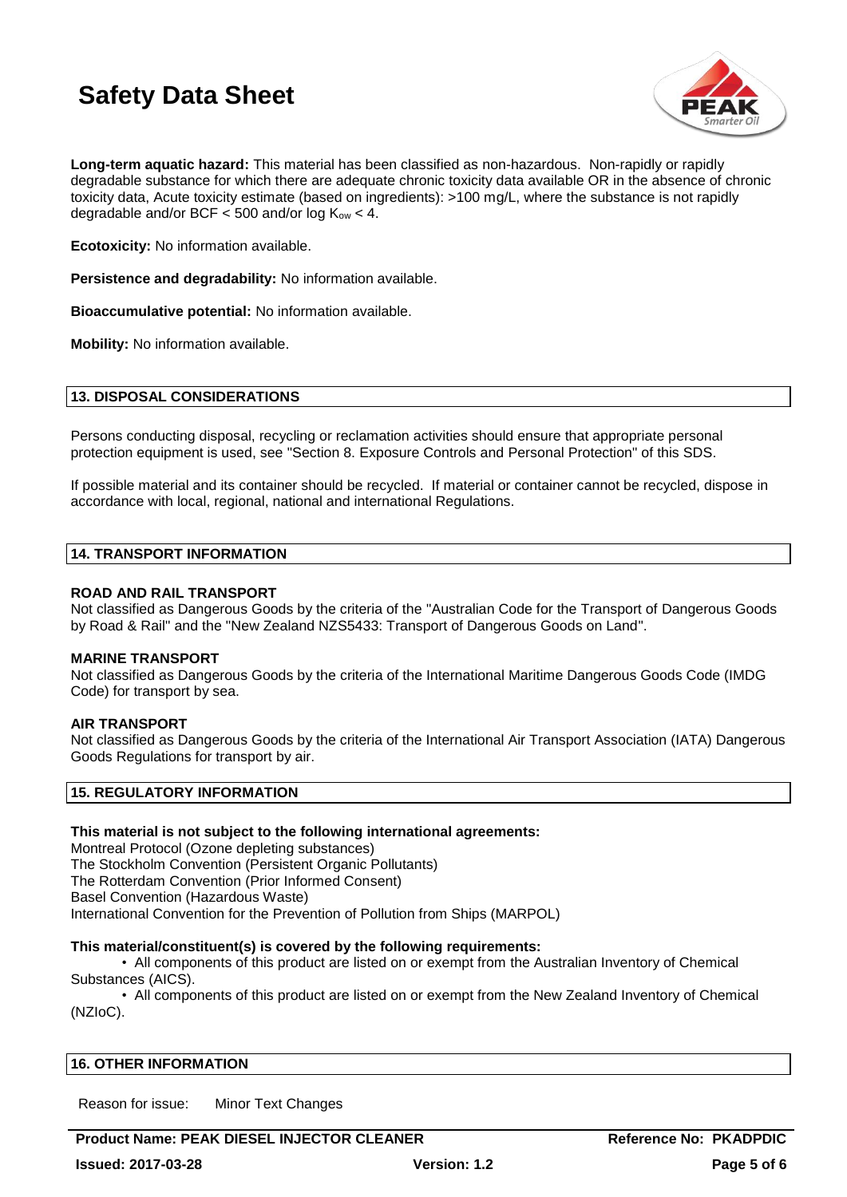**Long-term aquatic hazard:** This material has been classified as non-hazardous. Non-rapidly or rapidly degradable substance for which there are adequate chronic toxicity data available OR in the absence of chronic toxicity data, Acute toxicity estimate (based on ingredients): >100 mg/L, where the substance is not rapidly degradable and/or BCF < 500 and/or log $K_{ow}$ < 4.

**Ecotoxicity:** No information available.

**Persistence and degradability:** No information available.

**Bioaccumulative potential:** No information available.

**Mobility:** No information available.

## 13. DISPOSAL CONSIDERATIONS

Persons conducting disposal, recycling or reclamation activities should ensure that appropriate personal protection equipment is used, see "Section 8. Exposure Controls and Personal Protection" of this SDS.

If possible material and its container should be recycled. If material or container cannot be recycled, dispose in accordance with local, regional, national and international Regulations.

## 14. TRANSPORT INFORMATION

**ROAD AND RAIL TRANSPORT**
Not classified as Dangerous Goods by the criteria of the "Australian Code for the Transport of Dangerous Goods by Road & Rail" and the "New Zealand NZS5433: Transport of Dangerous Goods on Land".

**MARINE TRANSPORT**
Not classified as Dangerous Goods by the criteria of the International Maritime Dangerous Goods Code (IMDG Code) for transport by sea.

**AIR TRANSPORT**
Not classified as Dangerous Goods by the criteria of the International Air Transport Association (IATA) Dangerous Goods Regulations for transport by air.

## 15. REGULATORY INFORMATION

**This material is not subject to the following international agreements:**
Montreal Protocol (Ozone depleting substances)
The Stockholm Convention (Persistent Organic Pollutants)
The Rotterdam Convention (Prior Informed Consent)
Basel Convention (Hazardous Waste)
International Convention for the Prevention of Pollution from Ships (MARPOL)

**This material/constituent(s) is covered by the following requirements:**

- All components of this product are listed on or exempt from the Australian Inventory of Chemical Substances (AICS).
- All components of this product are listed on or exempt from the New Zealand Inventory of Chemical (NZIoC).

## 16. OTHER INFORMATION

Reason for issue: Minor Text Changes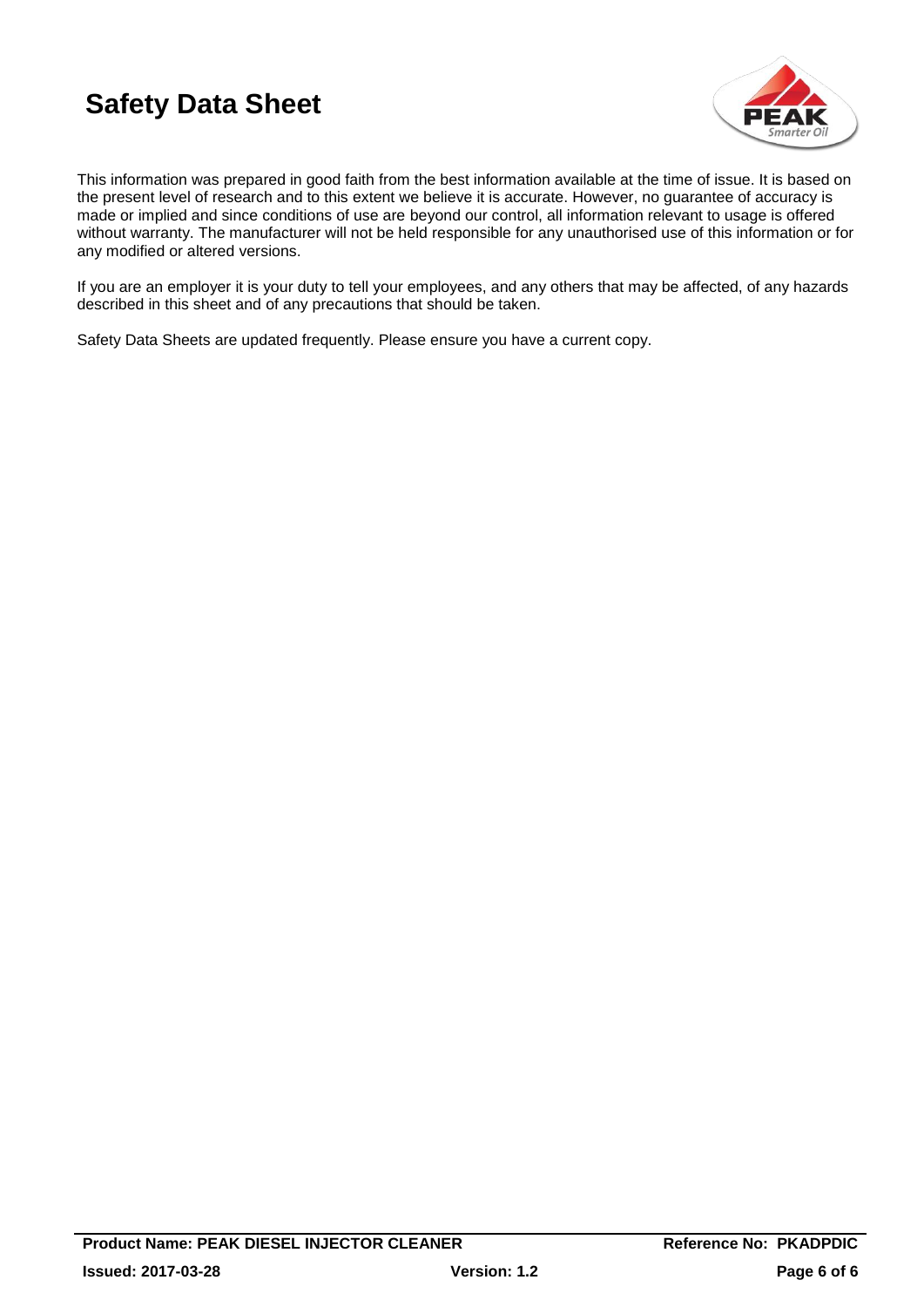This information was prepared in good faith from the best information available at the time of issue. It is based on the present level of research and to this extent we believe it is accurate. However, no guarantee of accuracy is made or implied and since conditions of use are beyond our control, all information relevant to usage is offered without warranty. The manufacturer will not be held responsible for any unauthorised use of this information or for any modified or altered versions.

If you are an employer it is your duty to tell your employees, and any others that may be affected, of any hazards described in this sheet and of any precautions that should be taken.

Safety Data Sheets are updated frequently. Please ensure you have a current copy.